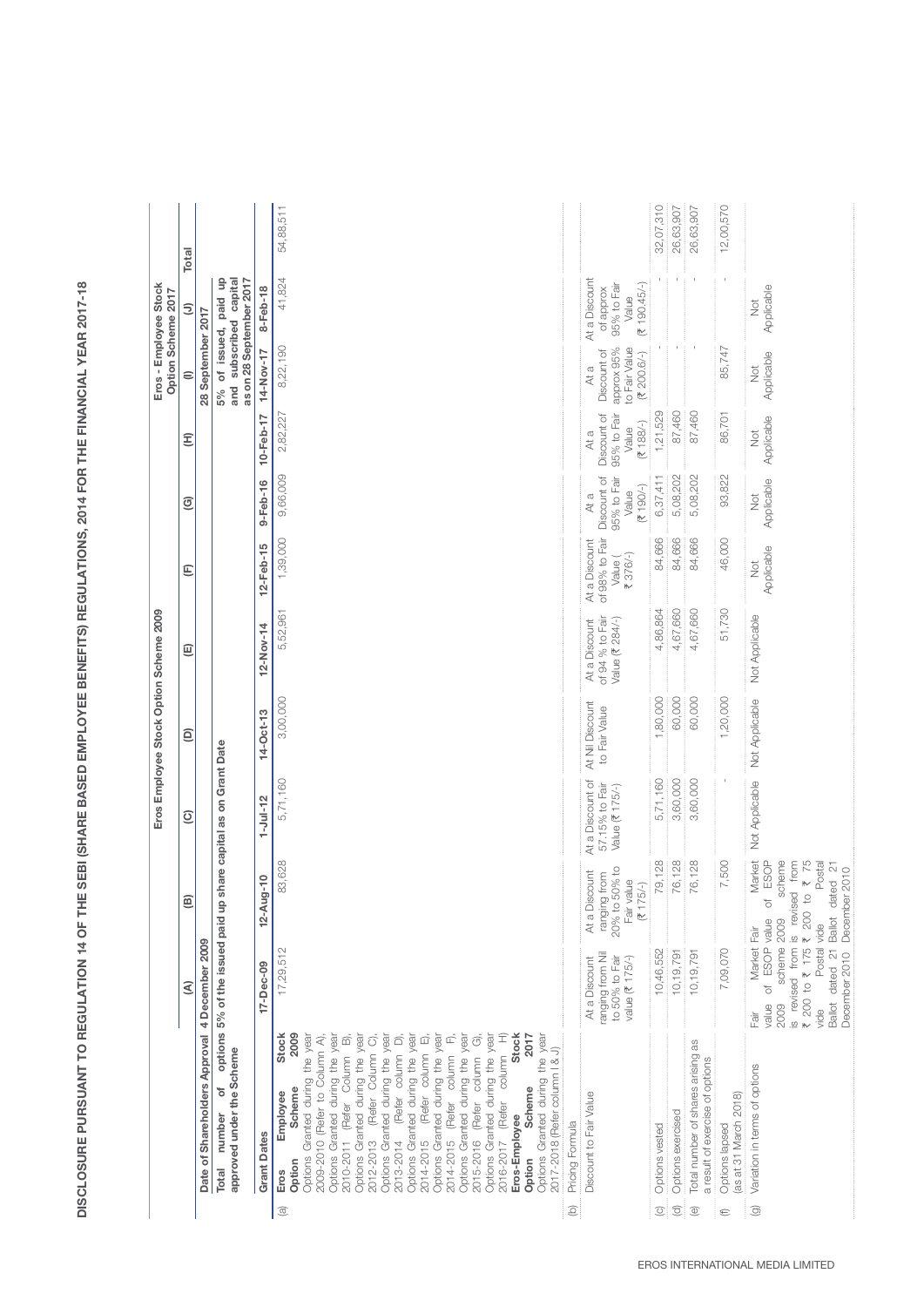# DISCLOSURE PURSUANT TO REGULATION 14 OF THE SEBI (SHARE BASED EMPLOYEE BENEFITS) REGULATIONS, 2014 FOR THE FINANCIAL YEAR 2017-18

| | | Eros Employee Stock Option Scheme 2009 | | | | | | | | Eros - Employee Stock Option Scheme 2017 | | |
|---|---|---|---|---|---|---|---|---|---|---|---|---|
| | | (A) | (B) | (C) | (D) | (E) | (F) | (G) | (H) | (I) | (J) | Total |
| | **Date of Shareholders Approval** | 4 December 2009 | | | | | | | | 28 September 2017 | | |
| | **Total number of options approved under the Scheme** | 5% of the issued paid up share capital as on Grant Date | | | | | | | | 5% of issued, paid up and subscribed capital as on 28 September 2017 | | |
| | **Grant Dates** | 17-Dec-09 | 12-Aug-10 | 1-Jul-12 | 14-Oct-13 | 12-Nov-14 | 12-Feb-15 | 9-Feb-16 | 10-Feb-17 | 14-Nov-17 | 8-Feb-18 | |
| (a) | **Eros Employee Stock Option Scheme 2009** Options Granted during the year 2009-2010 (Refer to Column A), Options Granted during the year 2010-2011 (Refer Column B), Options Granted during the year 2012-2013 (Refer Column C), Options Granted during the year 2013-2014 (Refer column D), Options Granted during the year 2014-2015 (Refer column E), Options Granted during the year 2014-2015 (Refer column F), Options Granted during the year 2015-2016 (Refer column G), Options Granted during the year 2016-2017 (Refer column H) **Eros-Employee Stock Option Scheme 2017** Options Granted during the year 2017-2018 (Refer column I & J) | 17,29,512 | 83,628 | 5,71,160 | 3,00,000 | 5,52,961 | 1,39,000 | 9,66,009 | 2,82,227 | 8,22,190 | 41,824 | 54,88,511 |
| (b) | Pricing Formula | | | | | | | | | | | |
| | Discount to Fair Value | At a Discount ranging from Nil to 50% to Fair value (₹ 175/-) | At a Discount ranging from 20% to 50% to Fair value (₹ 175/-) | At a Discount of 57.15% to Fair Value (₹ 175/-) | At Nil Discount to Fair Value | At a Discount of 94 % to Fair Value (₹ 284/-) | At a Discount of 98% to Fair Value (₹ 376/-) | At a Discount of 95% to Fair Value (₹ 190/-) | At a Discount of 95% to Fair Value (₹ 188/-) | At a Discount of approx 95% to Fair Value (₹ 200.6/-) | At a Discount of approx 95% to Fair Value (₹ 190.45/-) | |
| (c) | Options vested | 10,46,552 | 79,128 | 5,71,160 | 1,80,000 | 4,86,864 | 84,666 | 6,37,411 | 1,21,529 | - | - | 32,07,310 |
| (d) | Options exercised | 10,19,791 | 76,128 | 3,60,000 | 60,000 | 4,67,660 | 84,666 | 5,08,202 | 87,460 | - | - | 26,63,907 |
| (e) | Total number of shares arising as a result of exercise of options | 10,19,791 | 76,128 | 3,60,000 | 60,000 | 4,67,660 | 84,666 | 5,08,202 | 87,460 | - | - | 26,63,907 |
| (f) | Options lapsed (as at 31 March 2018) | 7,09,070 | 7,500 | - | 1,20,000 | 51,730 | 46,000 | 93,822 | 86,701 | 85,747 | - | 12,00,570 |
| (g) | Variation in terms of options | Fair Market value of ESOP 2009 scheme is revised from ₹ 200 to ₹ 175 vide Postal Ballot dated 21 December 2010 | Fair Market value of ESOP 2009 scheme is revised from ₹ 200 to ₹ 75 vide Postal Ballot dated 21 December 2010 | Not Applicable | Not Applicable | Not Applicable | Not Applicable | Not Applicable | Not Applicable | Not Applicable | Not Applicable | |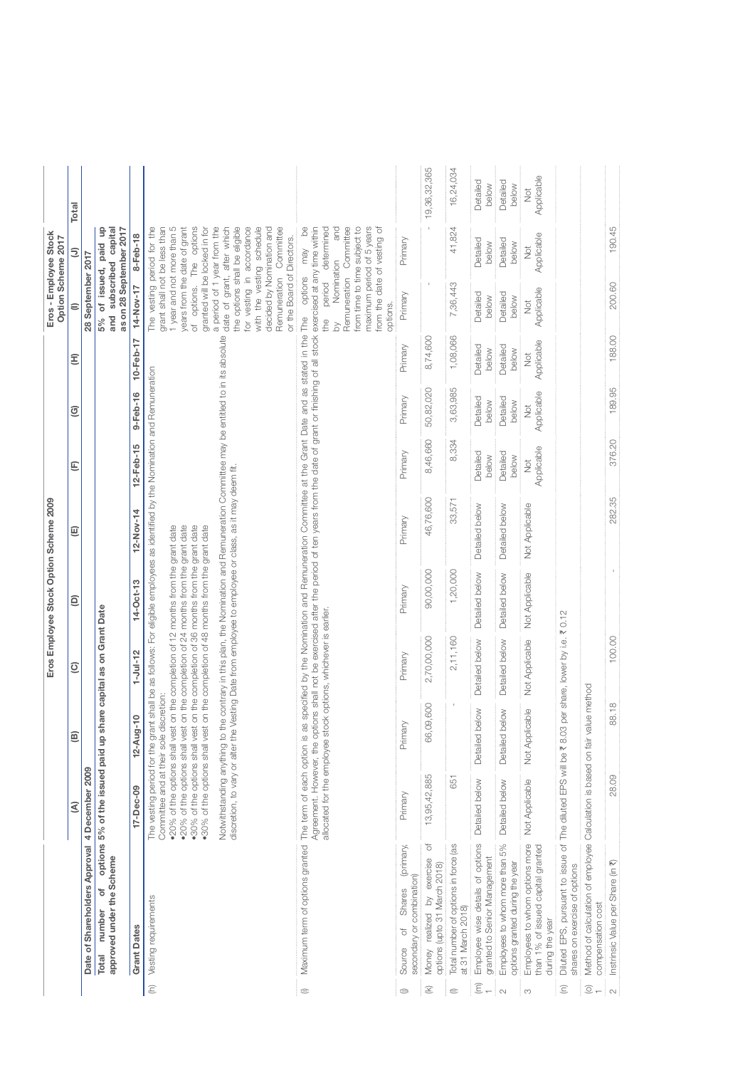| | | Eros Employee Stock Option Scheme 2009 | | | | | | | Eros - Employee Stock Option Scheme 2017 | | |
|---|---|---|---|---|---|---|---|---|---|---|---|
| | | (A) | (B) | (C) | (D) | (E) | (F) | (G) | (H) | (I) | (J) | Total |
| | Date of Shareholders Approval | 4 December 2009 | | | | | | | | 28 September 2017 | | |
| | Total number of options approved under the Scheme | 5% of the issued paid up share capital as on Grant Date | | | | | | | | 5% of issued, paid up and subscribed capital as on 28 September 2017 | | |
| | Grant Dates | 17-Dec-09 | 12-Aug-10 | 1-Jul-12 | 14-Oct-13 | 12-Nov-14 | 12-Feb-15 | 9-Feb-16 | 10-Feb-17 | 14-Nov-17 | 8-Feb-18 | |
| (h) | Vesting requirements | The vesting period for the grant shall be as follows: For eligible employees as identified by the Nomination and Remuneration Committee and at their sole discretion: •20% of the options shall vest on the completion of 12 months from the grant date •20% of the options shall vest on the completion of 24 months from the grant date •30% of the options shall vest on the completion of 36 months from the grant date •30% of the options shall vest on the completion of 48 months from the grant date Notwithstanding anything to the contrary in this plan, the Nomination and Remuneration Committee may be entitled to in its absolute discretion, to vary or alter the Vesting Date from employee to employee or class, as it may deem fit. | | | | | | | | The vesting period for the grant shall not be less than 1 year and not more than 5 years from the date of grant of options. The options granted will be locked in for a period of 1 year from the date of grant, after which the options shall be eligible for vesting in accordance with the vesting schedule decided by Nomination and Remuneration Committee or the Board of Directors. | | |
| (i) | Maximum term of options granted | The term of each option is as specified by the Nomination and Remuneration Committee at the Grant Date and as stated in the Agreement. However, the options shall not be exercised after the period of ten years from the date of grant or finishing of all stock allocated for the employee stock options, whichever is earlier. | | | | | | | | The options may be exercised at any time within the period determined by Nomination and Remuneration Committee from time to time subject to maximum period of 5 years from the date of vesting of options. | | |
| (j) | Source of Shares (primary, secondary or combination) | Primary | Primary | Primary | Primary | Primary | Primary | Primary | Primary | Primary | Primary | |
| (k) | Money realized by exercise of options (upto 31 March 2018) | 13,95,42,885 | 66,09,600 | 2,70,00,000 | 90,00,000 | 46,76,600 | 8,46,660 | 50,82,020 | 8,74,600 | - | - | 19,36,32,365 |
| (l) | Total number of options in force (as at 31 March 2018) | 651 | - | 2,11,160 | 1,20,000 | 33,571 | 8,334 | 3,63,985 | 1,08,066 | 7,36,443 | 41,824 | 16,24,034 |
| (m) 1 | Employee wise details of options granted to Senior Management | Detailed below | Detailed below | Detailed below | Detailed below | Detailed below | Detailed below | Detailed below | Detailed below | Detailed below | Detailed below | Detailed below |
| 2 | Employees to whom more than 5% options granted during the year | Detailed below | Detailed below | Detailed below | Detailed below | Detailed below | Detailed below | Detailed below | Detailed below | Detailed below | Detailed below | Detailed below |
| 3 | Employees to whom options more than 1% of issued capital granted during the year | Not Applicable | Not Applicable | Not Applicable | Not Applicable | Not Applicable | Not Applicable | Not Applicable | Not Applicable | Not Applicable | Not Applicable | Not Applicable |
| (n) | Diluted EPS, pursuant to issue of shares on exercise of options | The diluted EPS will be ₹ 8.03 per share, lower by i.e. ₹ 0.12 | | | | | | | | | | |
| (o) 1 | Method of calculation of employee compensation cost | Calculation is based on fair value method | | | | | | | | | | |
| 2 | Intrinsic Value per Share (in ₹) | 28.09 | 88.18 | 100.00 | - | 282.35 | 376.20 | 189.95 | 188.00 | 200.60 | 190.45 | |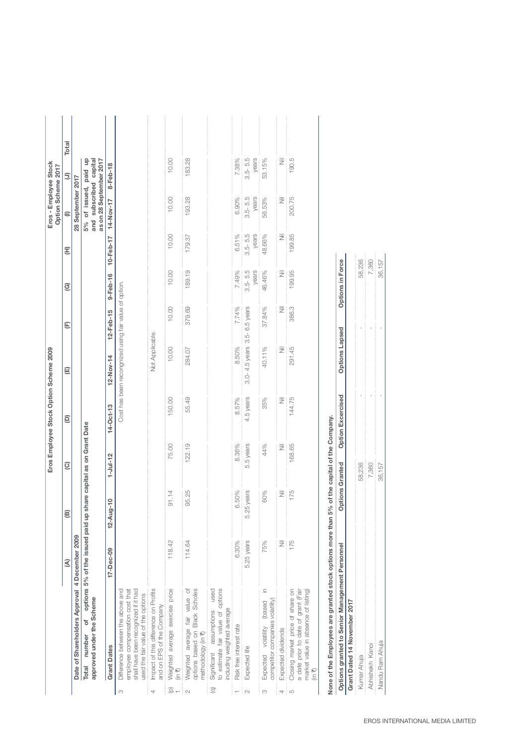| | Eros Employee Stock Option Scheme 2009 | | | | | | | | Eros - Employee Stock Option Scheme 2017 | | |
|---|---|---|---|---|---|---|---|---|---|---|---|
| | (A) | (B) | (C) | (D) | (E) | (F) | (G) | (H) | (I) | (J) | Total |
| Date of Shareholders Approval | 4 December 2009 | | | | | | | | 28 September 2017 | | |
| Total number of options approved under the Scheme | 5% of the issued paid up share capital as on Grant Date | | | | | | | | 5% of issued, paid up and subscribed capital as on 28 September 2017 | | |
| Grant Dates | 17-Dec-09 | 12-Aug-10 | 1-Jul-12 | 14-Oct-13 | 12-Nov-14 | 12-Feb-15 | 9-Feb-16 | 10-Feb-17 | 14-Nov-17 | 8-Feb-18 | |
| 3 Difference between the above and employee compensation cost that shall have been recognized if it had used the fair value of the options | Cost has been recognized using fair value of option. | | | | | | | | | | |
| 4 Impact of this difference on Profits and on EPS of the Company | Not Applicable. | | | | | | | | | | |
| (p) 1 Weighted average exercise price (in ₹) | 118.42 | 91.14 | 75.00 | 150.00 | 10.00 | 10.00 | 10.00 | 10.00 | 10.00 | 10.00 | |
| 2 Weighted average fair value of options based on Black Scholes methodology (in ₹) | 114.64 | 95.25 | 122.19 | 55.49 | 284.07 | 379.69 | 189.19 | 179.37 | 193.28 | 183.28 | |
| (q) Significant assumptions used to estimate fair value of options including weighted average | | | | | | | | | | | |
| 1 Risk free interest rate | 6.30% | 6.50% | 8.36% | 8.57% | 8.50% | 7.74% | 7.49% | 6.51% | 6.90% | 7.38% | |
| 2 Expected life | 5.25 years | 5.25 years | 5.5 years | 4.5 years | 3.0- 4.5 years | 3.5- 6.5 years | 3.5- 5.5 years | 3.5- 5.5 years | 3.5- 5.5 years | 3.5- 5.5 years | |
| 3 Expected volatility (based in competitor companies volatility) | 75% | 60% | 44% | 35% | 40.11% | 37.84% | 46.46% | 48.66% | 56.53% | 53.15% | |
| 4 Expected dividends | Nil | Nil | Nil | Nil | Nil | Nil | Nil | Nil | Nil | Nil | |
| 5 Closing market price of share on a date prior to date of grant (Fair market value in absence of listing) (in ₹) | 175 | 175 | 168.65 | 144.75 | 291.45 | 386.3 | 199.95 | 199.85 | 200.75 | 190.5 | |

**None of the Employees are granted stock options more than 5% of the capital of the Company.**

| Options granted to Senior Management Personnel | Options Granted | Option Excercised | Options Lapsed | Options in Force |
|---|---|---|---|---|
| **Grant Dated 14 November 2017** | | | | |
| Kumar Ahuja | 58,236 | - | - | 58,236 |
| Abhishekh Kanoi | 7,360 | - | - | 7,360 |
| Nandu Ram Ahuja | 36,157 | - | - | 36,157 |